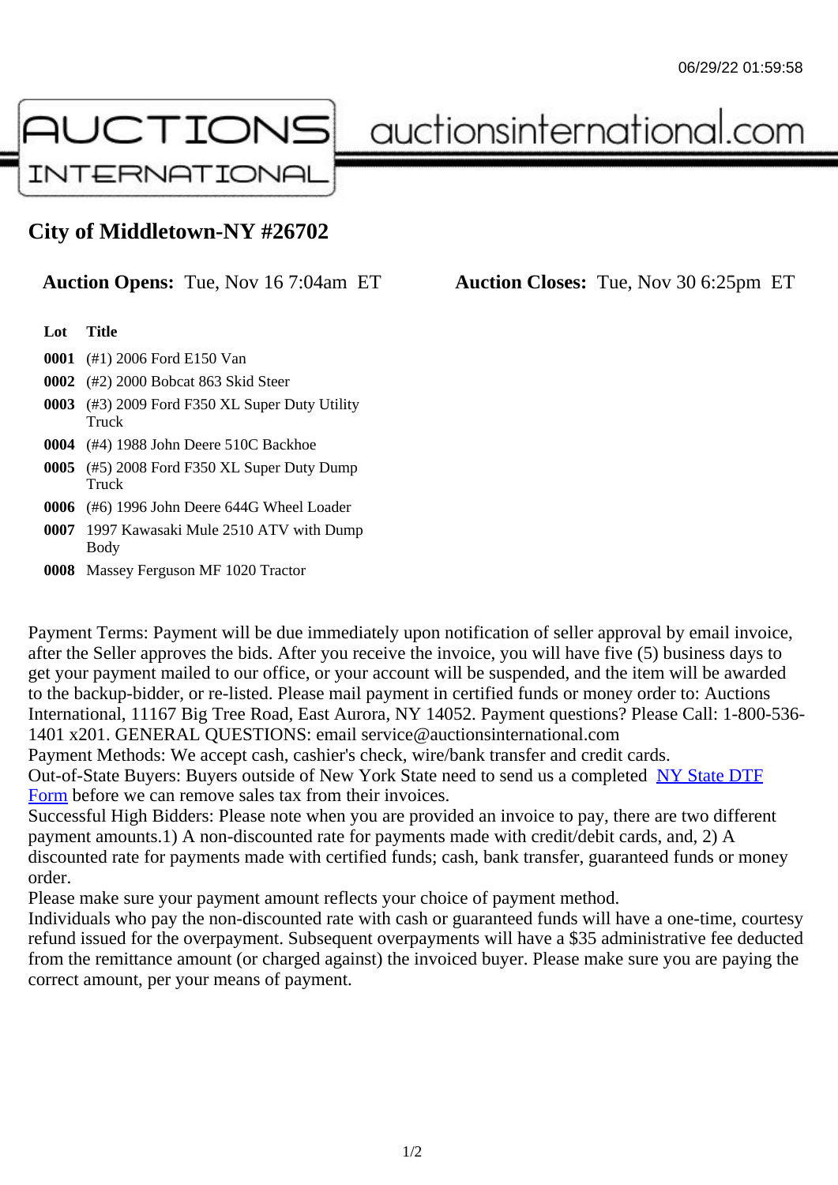06/29/22 01:59:58

AUCTIONS INTERNATIONAL auctionsinternational.com

## City of Middletown-NY #26702

**Auction Opens:** Tue, Nov 16 7:04am ET **Auction Closes:** Tue, Nov 30 6:25pm ET

| Lot | Title |
|---|---|
| **0001** | (#1) 2006 Ford E150 Van |
| **0002** | (#2) 2000 Bobcat 863 Skid Steer |
| **0003** | (#3) 2009 Ford F350 XL Super Duty Utility Truck |
| **0004** | (#4) 1988 John Deere 510C Backhoe |
| **0005** | (#5) 2008 Ford F350 XL Super Duty Dump Truck |
| **0006** | (#6) 1996 John Deere 644G Wheel Loader |
| **0007** | 1997 Kawasaki Mule 2510 ATV with Dump Body |
| **0008** | Massey Ferguson MF 1020 Tractor |

Payment Terms: Payment will be due immediately upon notification of seller approval by email invoice, after the Seller approves the bids. After you receive the invoice, you will have five (5) business days to get your payment mailed to our office, or your account will be suspended, and the item will be awarded to the backup-bidder, or re-listed. Please mail payment in certified funds or money order to: Auctions International, 11167 Big Tree Road, East Aurora, NY 14052. Payment questions? Please Call: 1-800-536-1401 x201. GENERAL QUESTIONS: email service@auctionsinternational.com
Payment Methods: We accept cash, cashier's check, wire/bank transfer and credit cards.
Out-of-State Buyers: Buyers outside of New York State need to send us a completed NY State DTF Form before we can remove sales tax from their invoices.
Successful High Bidders: Please note when you are provided an invoice to pay, there are two different payment amounts.1) A non-discounted rate for payments made with credit/debit cards, and, 2) A discounted rate for payments made with certified funds; cash, bank transfer, guaranteed funds or money order.
Please make sure your payment amount reflects your choice of payment method.
Individuals who pay the non-discounted rate with cash or guaranteed funds will have a one-time, courtesy refund issued for the overpayment. Subsequent overpayments will have a $35 administrative fee deducted from the remittance amount (or charged against) the invoiced buyer. Please make sure you are paying the correct amount, per your means of payment.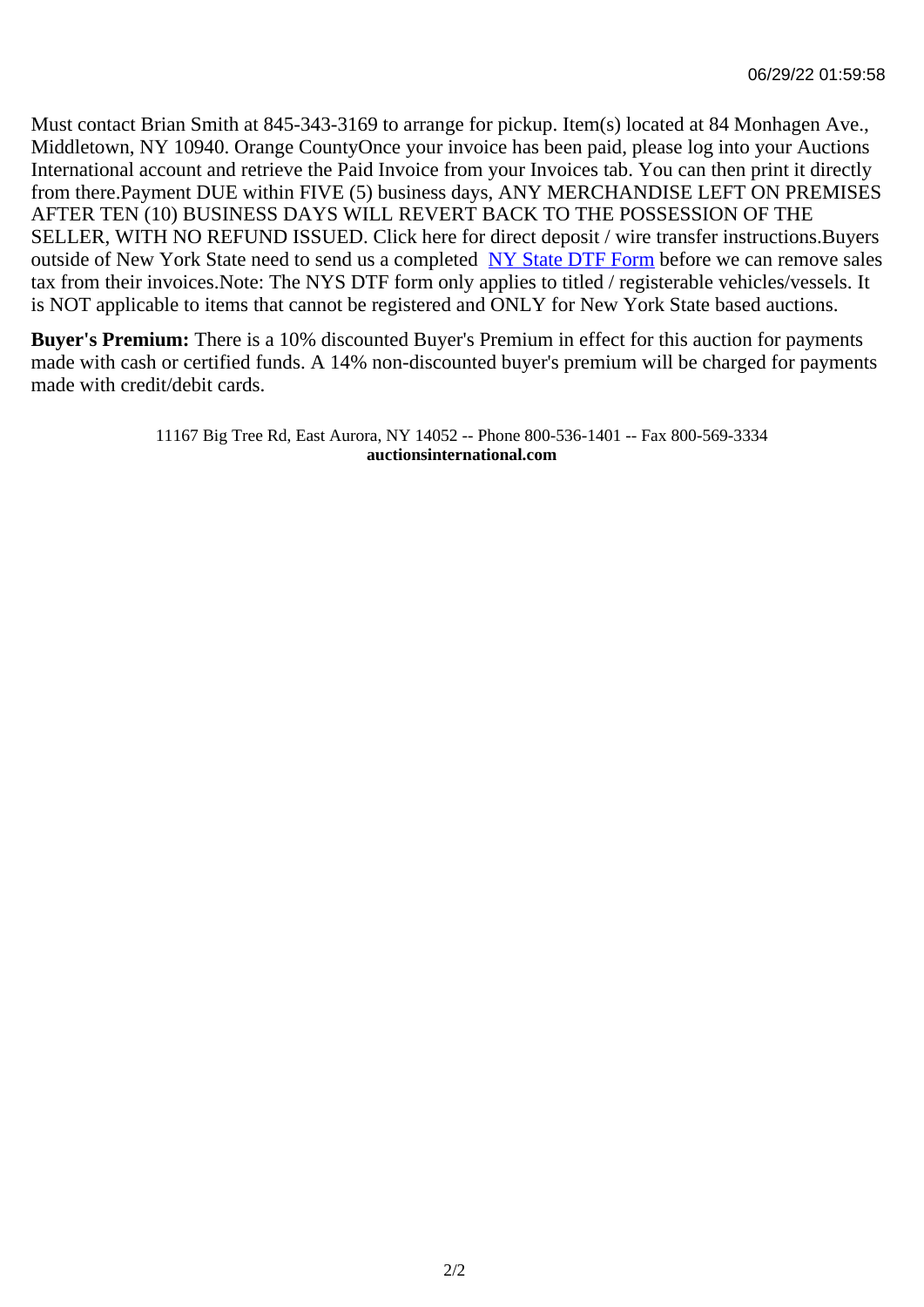Must contact Brian Smith at 845-343-3169 to arrange for pickup. Item(s) located at 84 Monhagen Ave., Middletown, NY 10940. Orange CountyOnce your invoice has been paid, please log into your Auctions International account and retrieve the Paid Invoice from your Invoices tab. You can then print it directly from there.Payment DUE within FIVE (5) business days, ANY MERCHANDISE LEFT ON PREMISES AFTER TEN (10) BUSINESS DAYS WILL REVERT BACK TO THE POSSESSION OF THE SELLER, WITH NO REFUND ISSUED. Click here for direct deposit / wire transfer instructions.Buyers outside of New York State need to send us a completed NY State DTF Form before we can remove sales tax from their invoices.Note: The NYS DTF form only applies to titled / registerable vehicles/vessels. It is NOT applicable to items that cannot be registered and ONLY for New York State based auctions.

**Buyer's Premium:** There is a 10% discounted Buyer's Premium in effect for this auction for payments made with cash or certified funds. A 14% non-discounted buyer's premium will be charged for payments made with credit/debit cards.

11167 Big Tree Rd, East Aurora, NY 14052 -- Phone 800-536-1401 -- Fax 800-569-3334
**auctionsinternational.com**